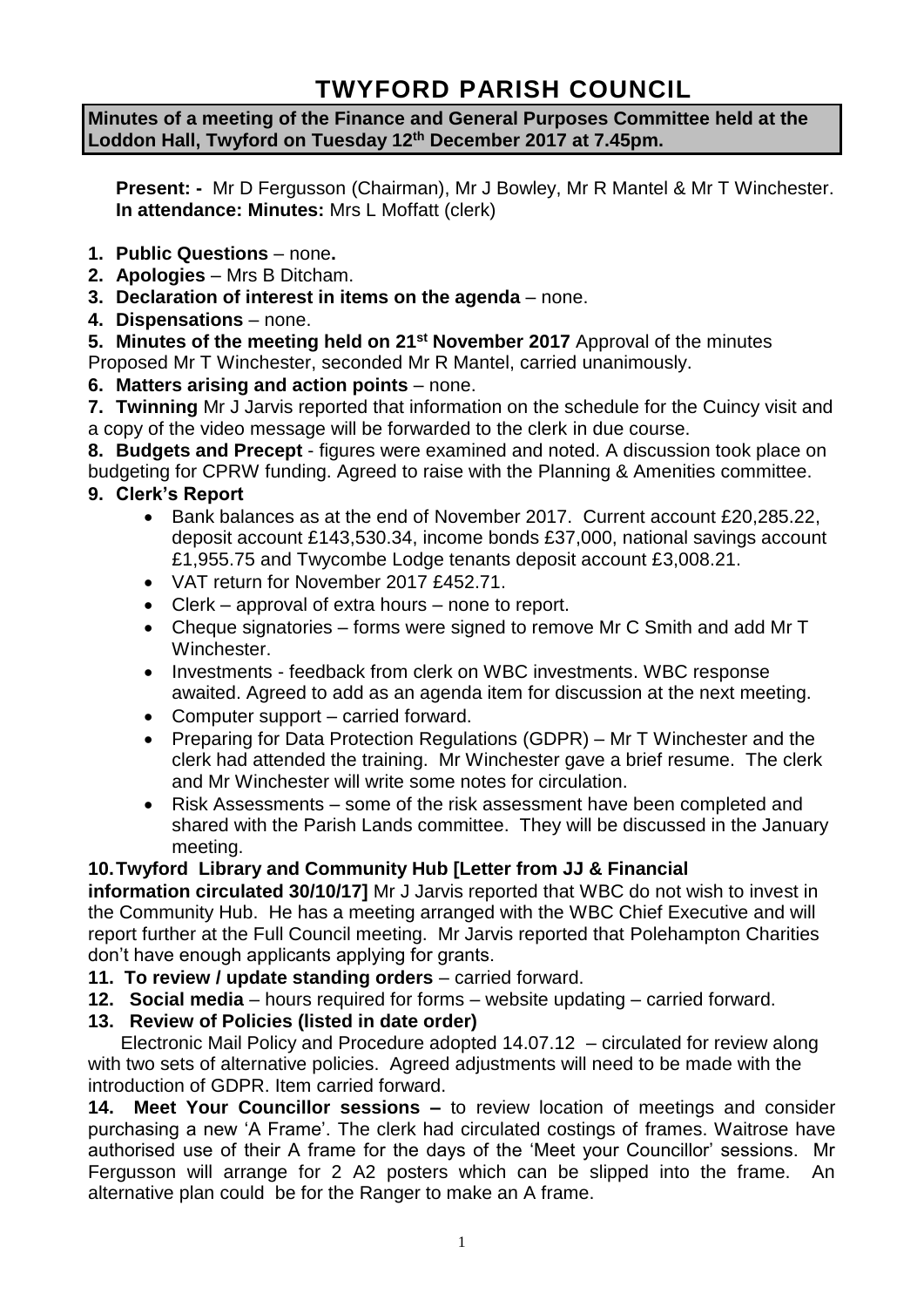# TWYFORD PARISH COUNCIL

**Minutes of a meeting of the Finance and General Purposes Committee held at the Loddon Hall, Twyford on Tuesday 12th December 2017 at 7.45pm.**

**Present: -** Mr D Fergusson (Chairman), Mr J Bowley, Mr R Mantel & Mr T Winchester.
**In attendance: Minutes:** Mrs L Moffatt (clerk)

1. **Public Questions** – none**.**
2. **Apologies** – Mrs B Ditcham.
3. **Declaration of interest in items on the agenda** – none.
4. **Dispensations** – none.
5. **Minutes of the meeting held on 21st November 2017** Approval of the minutes Proposed Mr T Winchester, seconded Mr R Mantel, carried unanimously.
6. **Matters arising and action points** – none.
7. **Twinning** Mr J Jarvis reported that information on the schedule for the Cuincy visit and a copy of the video message will be forwarded to the clerk in due course.
8. **Budgets and Precept** - figures were examined and noted. A discussion took place on budgeting for CPRW funding. Agreed to raise with the Planning & Amenities committee.
9. **Clerk's Report**
   - Bank balances as at the end of November 2017. Current account £20,285.22, deposit account £143,530.34, income bonds £37,000, national savings account £1,955.75 and Twycombe Lodge tenants deposit account £3,008.21.
   - VAT return for November 2017 £452.71.
   - Clerk – approval of extra hours – none to report.
   - Cheque signatories – forms were signed to remove Mr C Smith and add Mr T Winchester.
   - Investments - feedback from clerk on WBC investments. WBC response awaited. Agreed to add as an agenda item for discussion at the next meeting.
   - Computer support – carried forward.
   - Preparing for Data Protection Regulations (GDPR) – Mr T Winchester and the clerk had attended the training. Mr Winchester gave a brief resume. The clerk and Mr Winchester will write some notes for circulation.
   - Risk Assessments – some of the risk assessment have been completed and shared with the Parish Lands committee. They will be discussed in the January meeting.
10. **Twyford Library and Community Hub [Letter from JJ & Financial information circulated 30/10/17]** Mr J Jarvis reported that WBC do not wish to invest in the Community Hub. He has a meeting arranged with the WBC Chief Executive and will report further at the Full Council meeting. Mr Jarvis reported that Polehampton Charities don't have enough applicants applying for grants.
11. **To review / update standing orders** – carried forward.
12. **Social media** – hours required for forms – website updating – carried forward.
13. **Review of Policies (listed in date order)**

    Electronic Mail Policy and Procedure adopted 14.07.12 – circulated for review along with two sets of alternative policies. Agreed adjustments will need to be made with the introduction of GDPR. Item carried forward.
14. **Meet Your Councillor sessions –** to review location of meetings and consider purchasing a new 'A Frame'. The clerk had circulated costings of frames. Waitrose have authorised use of their A frame for the days of the 'Meet your Councillor' sessions. Mr Fergusson will arrange for 2 A2 posters which can be slipped into the frame. An alternative plan could be for the Ranger to make an A frame.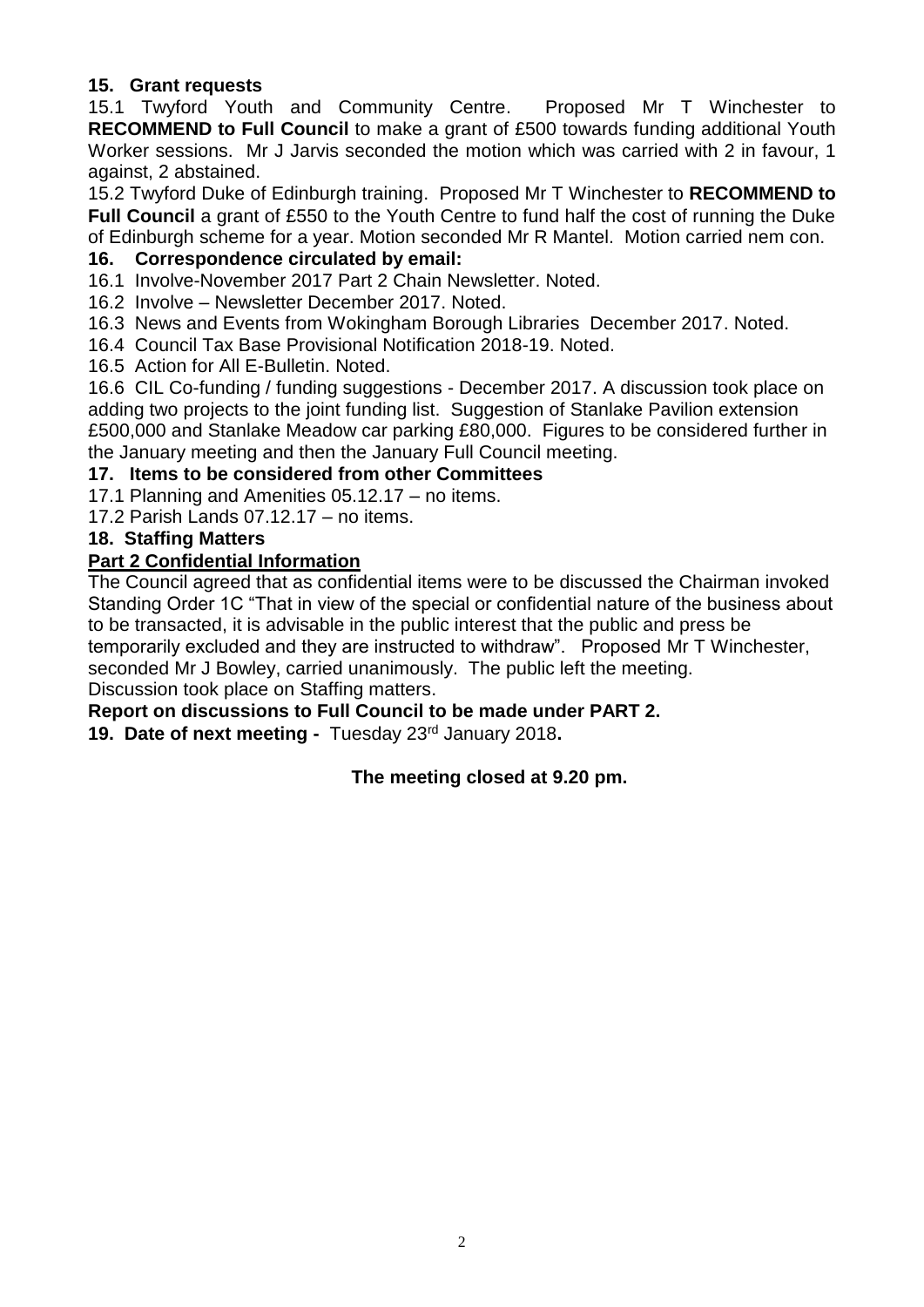**15. Grant requests**

15.1 Twyford Youth and Community Centre. Proposed Mr T Winchester to **RECOMMEND to Full Council** to make a grant of £500 towards funding additional Youth Worker sessions. Mr J Jarvis seconded the motion which was carried with 2 in favour, 1 against, 2 abstained.

15.2 Twyford Duke of Edinburgh training. Proposed Mr T Winchester to **RECOMMEND to Full Council** a grant of £550 to the Youth Centre to fund half the cost of running the Duke of Edinburgh scheme for a year. Motion seconded Mr R Mantel. Motion carried nem con.

**16. Correspondence circulated by email:**

16.1 Involve-November 2017 Part 2 Chain Newsletter. Noted.

16.2 Involve – Newsletter December 2017. Noted.

16.3 News and Events from Wokingham Borough Libraries December 2017. Noted.

16.4 Council Tax Base Provisional Notification 2018-19. Noted.

16.5 Action for All E-Bulletin. Noted.

16.6 CIL Co-funding / funding suggestions - December 2017. A discussion took place on adding two projects to the joint funding list. Suggestion of Stanlake Pavilion extension £500,000 and Stanlake Meadow car parking £80,000. Figures to be considered further in the January meeting and then the January Full Council meeting.

**17. Items to be considered from other Committees**

17.1 Planning and Amenities 05.12.17 – no items.

17.2 Parish Lands 07.12.17 – no items.

**18. Staffing Matters**

**Part 2 Confidential Information**

The Council agreed that as confidential items were to be discussed the Chairman invoked Standing Order 1C "That in view of the special or confidential nature of the business about to be transacted, it is advisable in the public interest that the public and press be temporarily excluded and they are instructed to withdraw". Proposed Mr T Winchester, seconded Mr J Bowley, carried unanimously. The public left the meeting.
Discussion took place on Staffing matters.

**Report on discussions to Full Council to be made under PART 2.**

**19. Date of next meeting -** Tuesday 23rd January 2018**.**

**The meeting closed at 9.20 pm.**